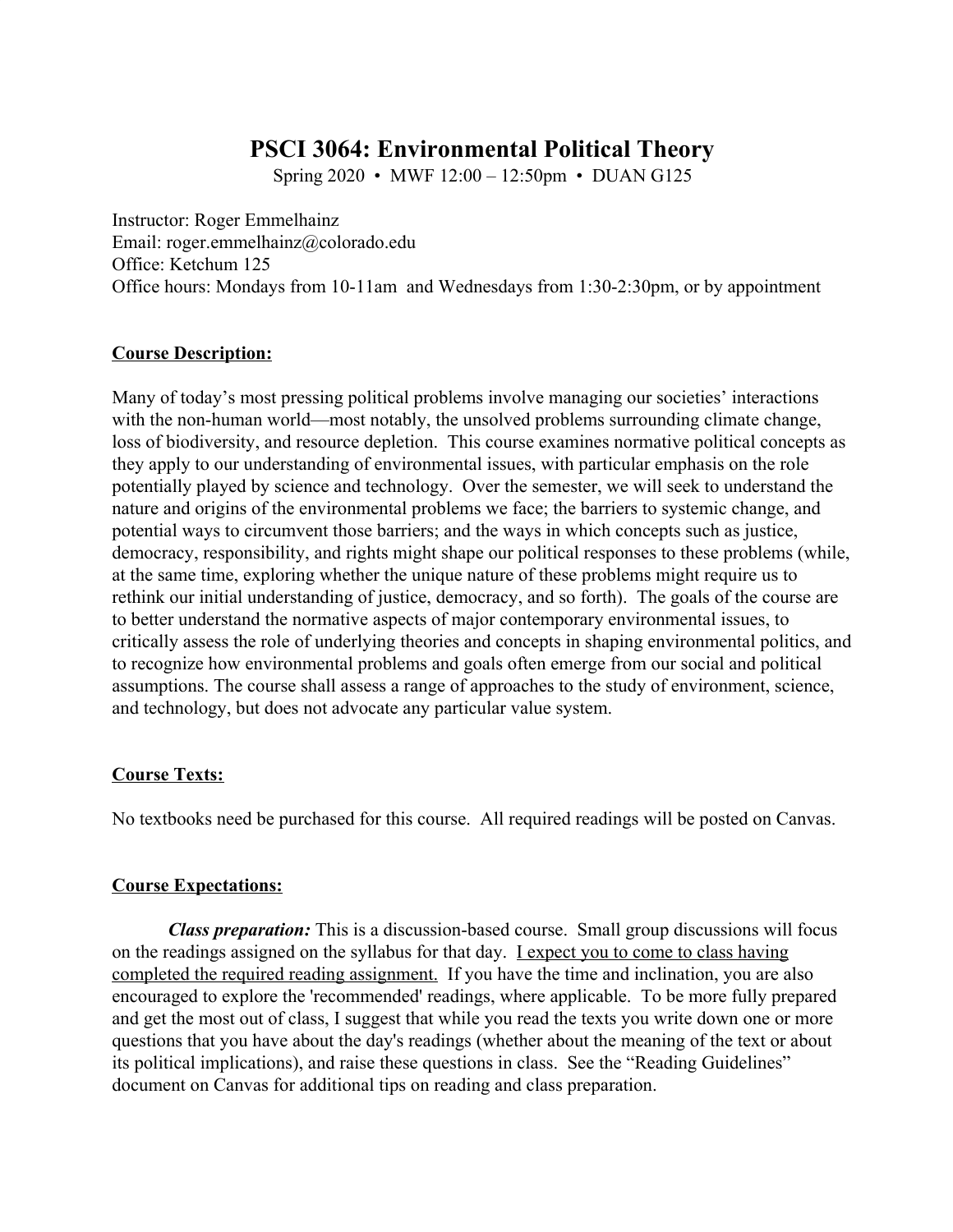# PSCI 3064: Environmental Political Theory

Spring 2020 • MWF 12:00 – 12:50pm • DUAN G125

Instructor: Roger Emmelhainz
Email: roger.emmelhainz@colorado.edu
Office: Ketchum 125
Office hours: Mondays from 10-11am and Wednesdays from 1:30-2:30pm, or by appointment

## Course Description:

Many of today's most pressing political problems involve managing our societies' interactions with the non-human world—most notably, the unsolved problems surrounding climate change, loss of biodiversity, and resource depletion. This course examines normative political concepts as they apply to our understanding of environmental issues, with particular emphasis on the role potentially played by science and technology. Over the semester, we will seek to understand the nature and origins of the environmental problems we face; the barriers to systemic change, and potential ways to circumvent those barriers; and the ways in which concepts such as justice, democracy, responsibility, and rights might shape our political responses to these problems (while, at the same time, exploring whether the unique nature of these problems might require us to rethink our initial understanding of justice, democracy, and so forth). The goals of the course are to better understand the normative aspects of major contemporary environmental issues, to critically assess the role of underlying theories and concepts in shaping environmental politics, and to recognize how environmental problems and goals often emerge from our social and political assumptions. The course shall assess a range of approaches to the study of environment, science, and technology, but does not advocate any particular value system.

## Course Texts:

No textbooks need be purchased for this course. All required readings will be posted on Canvas.

## Course Expectations:

***Class preparation:*** This is a discussion-based course. Small group discussions will focus on the readings assigned on the syllabus for that day. I expect you to come to class having completed the required reading assignment. If you have the time and inclination, you are also encouraged to explore the 'recommended' readings, where applicable. To be more fully prepared and get the most out of class, I suggest that while you read the texts you write down one or more questions that you have about the day's readings (whether about the meaning of the text or about its political implications), and raise these questions in class. See the "Reading Guidelines" document on Canvas for additional tips on reading and class preparation.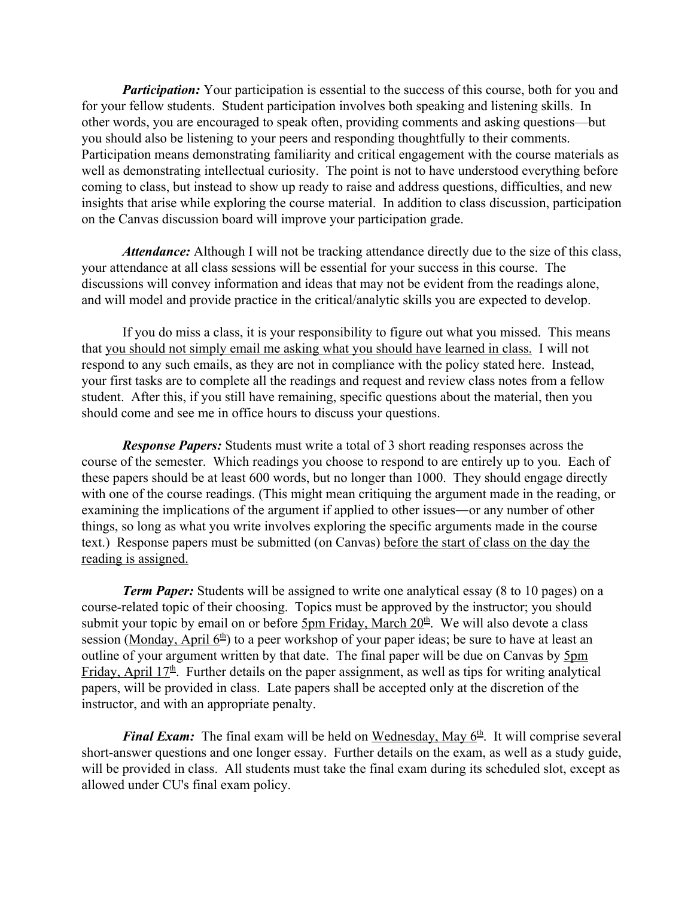***Participation:*** Your participation is essential to the success of this course, both for you and for your fellow students. Student participation involves both speaking and listening skills. In other words, you are encouraged to speak often, providing comments and asking questions—but you should also be listening to your peers and responding thoughtfully to their comments. Participation means demonstrating familiarity and critical engagement with the course materials as well as demonstrating intellectual curiosity. The point is not to have understood everything before coming to class, but instead to show up ready to raise and address questions, difficulties, and new insights that arise while exploring the course material. In addition to class discussion, participation on the Canvas discussion board will improve your participation grade.

***Attendance:*** Although I will not be tracking attendance directly due to the size of this class, your attendance at all class sessions will be essential for your success in this course. The discussions will convey information and ideas that may not be evident from the readings alone, and will model and provide practice in the critical/analytic skills you are expected to develop.

If you do miss a class, it is your responsibility to figure out what you missed. This means that <u>you should not simply email me asking what you should have learned in class.</u> I will not respond to any such emails, as they are not in compliance with the policy stated here. Instead, your first tasks are to complete all the readings and request and review class notes from a fellow student. After this, if you still have remaining, specific questions about the material, then you should come and see me in office hours to discuss your questions.

***Response Papers:*** Students must write a total of 3 short reading responses across the course of the semester. Which readings you choose to respond to are entirely up to you. Each of these papers should be at least 600 words, but no longer than 1000. They should engage directly with one of the course readings. (This might mean critiquing the argument made in the reading, or examining the implications of the argument if applied to other issues―or any number of other things, so long as what you write involves exploring the specific arguments made in the course text.) Response papers must be submitted (on Canvas) <u>before the start of class on the day the reading is assigned.</u>

***Term Paper:*** Students will be assigned to write one analytical essay (8 to 10 pages) on a course-related topic of their choosing. Topics must be approved by the instructor; you should submit your topic by email on or before <u>5pm Friday, March 20th</u>. We will also devote a class session (<u>Monday, April 6th</u>) to a peer workshop of your paper ideas; be sure to have at least an outline of your argument written by that date. The final paper will be due on Canvas by <u>5pm Friday, April 17th</u>. Further details on the paper assignment, as well as tips for writing analytical papers, will be provided in class. Late papers shall be accepted only at the discretion of the instructor, and with an appropriate penalty.

***Final Exam:*** The final exam will be held on <u>Wednesday, May 6th</u>. It will comprise several short-answer questions and one longer essay. Further details on the exam, as well as a study guide, will be provided in class. All students must take the final exam during its scheduled slot, except as allowed under CU's final exam policy.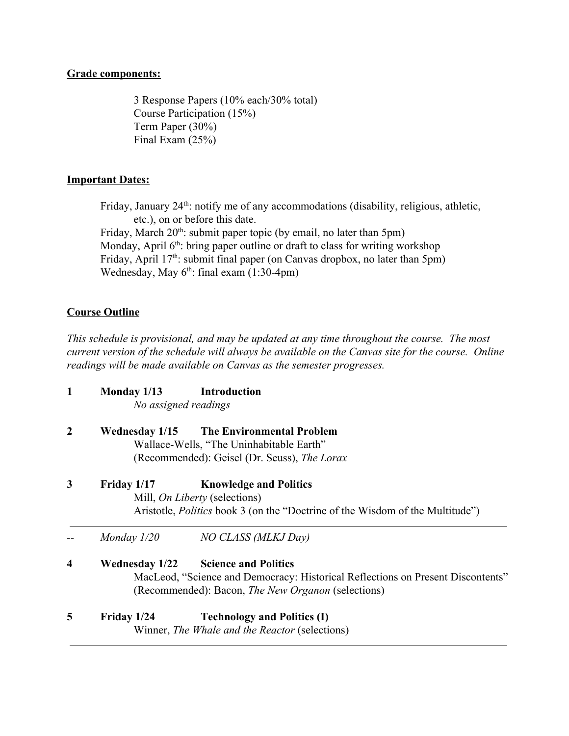**Grade components:**

3 Response Papers (10% each/30% total)
Course Participation (15%)
Term Paper (30%)
Final Exam (25%)

**Important Dates:**

Friday, January 24th: notify me of any accommodations (disability, religious, athletic, etc.), on or before this date.
Friday, March 20th: submit paper topic (by email, no later than 5pm)
Monday, April 6th: bring paper outline or draft to class for writing workshop
Friday, April 17th: submit final paper (on Canvas dropbox, no later than 5pm)
Wednesday, May 6th: final exam (1:30-4pm)

**Course Outline**

*This schedule is provisional, and may be updated at any time throughout the course. The most current version of the schedule will always be available on the Canvas site for the course. Online readings will be made available on Canvas as the semester progresses.*

---

**1** **Monday 1/13** **Introduction**
*No assigned readings*

**2** **Wednesday 1/15** **The Environmental Problem**
Wallace-Wells, "The Uninhabitable Earth"
(Recommended): Geisel (Dr. Seuss), *The Lorax*

**3** **Friday 1/17** **Knowledge and Politics**
Mill, *On Liberty* (selections)
Aristotle, *Politics* book 3 (on the "Doctrine of the Wisdom of the Multitude")

---

-- *Monday 1/20* *NO CLASS (MLKJ Day)*

**4** **Wednesday 1/22** **Science and Politics**
MacLeod, "Science and Democracy: Historical Reflections on Present Discontents"
(Recommended): Bacon, *The New Organon* (selections)

**5** **Friday 1/24** **Technology and Politics (I)**
Winner, *The Whale and the Reactor* (selections)

---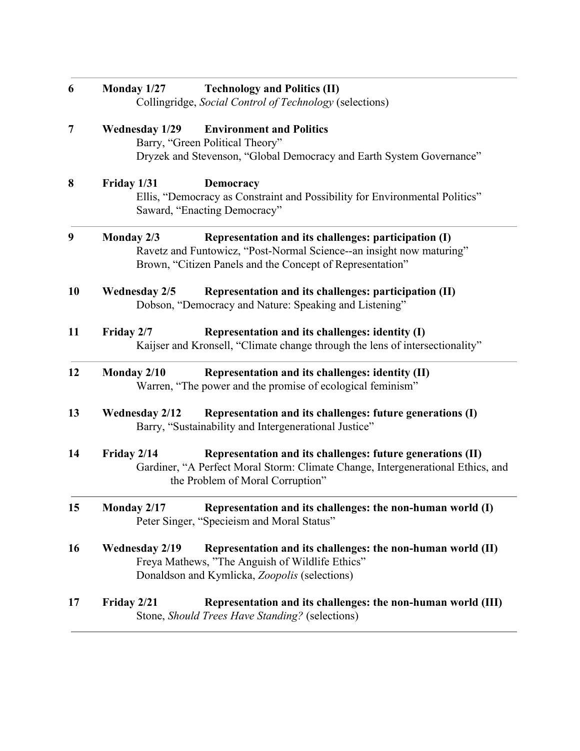**6** **Monday 1/27** **Technology and Politics (II)**
Collingridge, *Social Control of Technology* (selections)

**7** **Wednesday 1/29** **Environment and Politics**
Barry, "Green Political Theory"
Dryzek and Stevenson, "Global Democracy and Earth System Governance"

**8** **Friday 1/31** **Democracy**
Ellis, "Democracy as Constraint and Possibility for Environmental Politics"
Saward, "Enacting Democracy"

---

**9** **Monday 2/3** **Representation and its challenges: participation (I)**
Ravetz and Funtowicz, "Post-Normal Science--an insight now maturing"
Brown, "Citizen Panels and the Concept of Representation"

**10** **Wednesday 2/5** **Representation and its challenges: participation (II)**
Dobson, "Democracy and Nature: Speaking and Listening"

**11** **Friday 2/7** **Representation and its challenges: identity (I)**
Kaijser and Kronsell, "Climate change through the lens of intersectionality"

---

**12** **Monday 2/10** **Representation and its challenges: identity (II)**
Warren, "The power and the promise of ecological feminism"

**13** **Wednesday 2/12** **Representation and its challenges: future generations (I)**
Barry, "Sustainability and Intergenerational Justice"

**14** **Friday 2/14** **Representation and its challenges: future generations (II)**
Gardiner, "A Perfect Moral Storm: Climate Change, Intergenerational Ethics, and the Problem of Moral Corruption"

---

**15** **Monday 2/17** **Representation and its challenges: the non-human world (I)**
Peter Singer, "Specieism and Moral Status"

**16** **Wednesday 2/19** **Representation and its challenges: the non-human world (II)**
Freya Mathews, "The Anguish of Wildlife Ethics"
Donaldson and Kymlicka, *Zoopolis* (selections)

**17** **Friday 2/21** **Representation and its challenges: the non-human world (III)**
Stone, *Should Trees Have Standing?* (selections)

---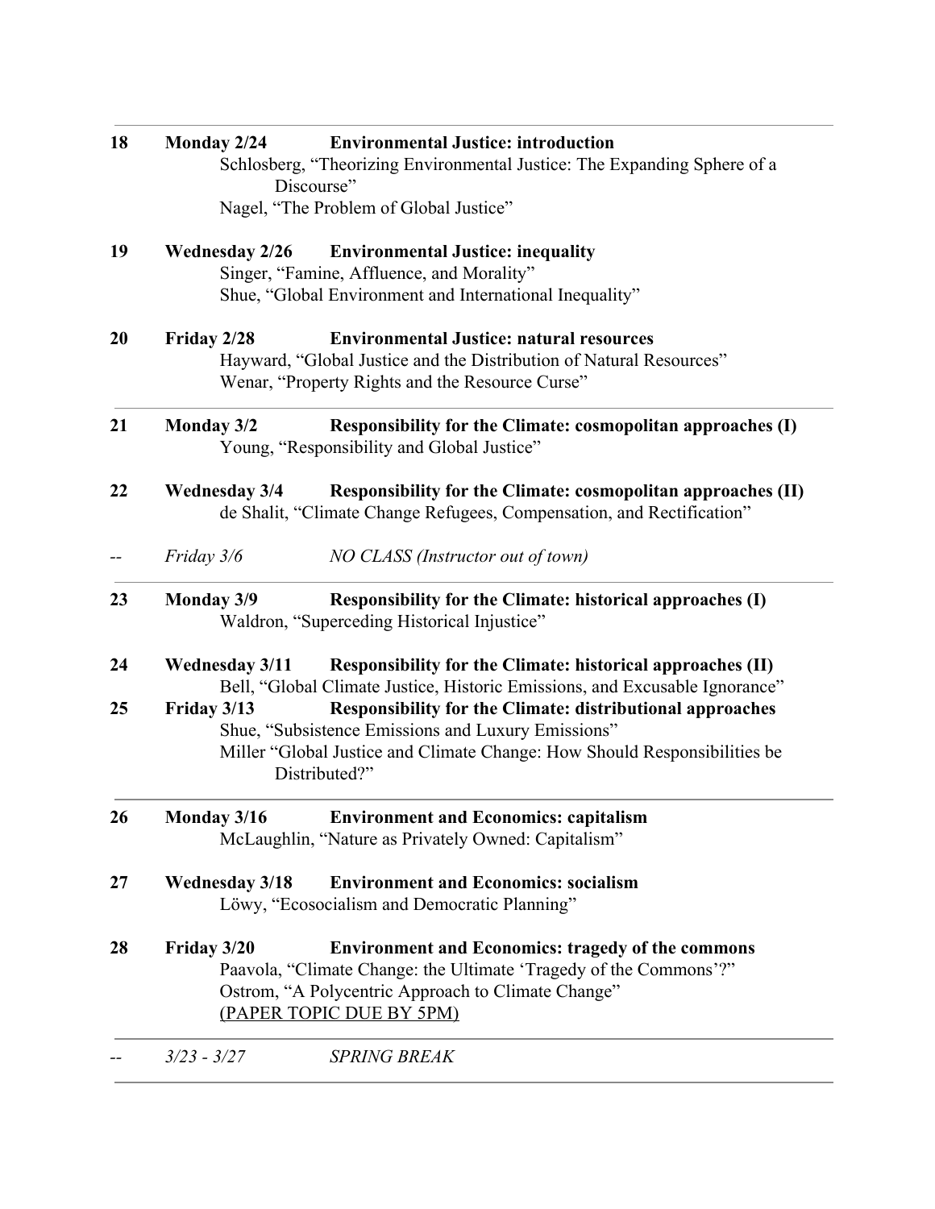**18 Monday 2/24 Environmental Justice: introduction**

Schlosberg, "Theorizing Environmental Justice: The Expanding Sphere of a Discourse"
Nagel, "The Problem of Global Justice"

**19 Wednesday 2/26 Environmental Justice: inequality**

Singer, "Famine, Affluence, and Morality"
Shue, "Global Environment and International Inequality"

**20 Friday 2/28 Environmental Justice: natural resources**

Hayward, "Global Justice and the Distribution of Natural Resources"
Wenar, "Property Rights and the Resource Curse"

---

**21 Monday 3/2 Responsibility for the Climate: cosmopolitan approaches (I)**

Young, "Responsibility and Global Justice"

**22 Wednesday 3/4 Responsibility for the Climate: cosmopolitan approaches (II)**

de Shalit, "Climate Change Refugees, Compensation, and Rectification"

-- *Friday 3/6 NO CLASS (Instructor out of town)*

---

**23 Monday 3/9 Responsibility for the Climate: historical approaches (I)**

Waldron, "Superceding Historical Injustice"

**24 Wednesday 3/11 Responsibility for the Climate: historical approaches (II)**

Bell, "Global Climate Justice, Historic Emissions, and Excusable Ignorance"

**25 Friday 3/13 Responsibility for the Climate: distributional approaches**

Shue, "Subsistence Emissions and Luxury Emissions"
Miller "Global Justice and Climate Change: How Should Responsibilities be Distributed?"

---

**26 Monday 3/16 Environment and Economics: capitalism**

McLaughlin, "Nature as Privately Owned: Capitalism"

**27 Wednesday 3/18 Environment and Economics: socialism**

Löwy, "Ecosocialism and Democratic Planning"

**28 Friday 3/20 Environment and Economics: tragedy of the commons**

Paavola, "Climate Change: the Ultimate 'Tragedy of the Commons'?"
Ostrom, "A Polycentric Approach to Climate Change"
<u>(PAPER TOPIC DUE BY 5PM)</u>

---

-- *3/23 - 3/27 SPRING BREAK*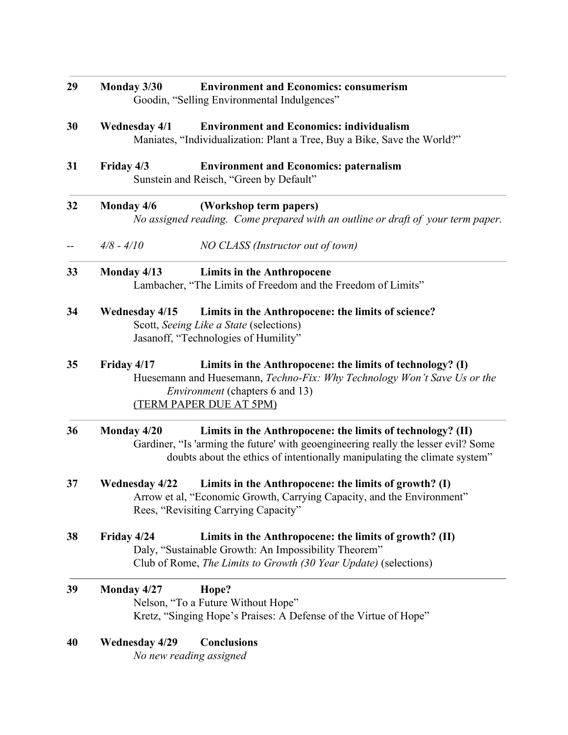**29** **Monday 3/30** **Environment and Economics: consumerism**
Goodin, "Selling Environmental Indulgences"

**30** **Wednesday 4/1** **Environment and Economics: individualism**
Maniates, "Individualization: Plant a Tree, Buy a Bike, Save the World?"

**31** **Friday 4/3** **Environment and Economics: paternalism**
Sunstein and Reisch, "Green by Default"

---

**32** **Monday 4/6** **(Workshop term papers)**
*No assigned reading. Come prepared with an outline or draft of your term paper.*

-- *4/8 - 4/10* *NO CLASS (Instructor out of town)*

---

**33** **Monday 4/13** **Limits in the Anthropocene**
Lambacher, "The Limits of Freedom and the Freedom of Limits"

**34** **Wednesday 4/15** **Limits in the Anthropocene: the limits of science?**
Scott, *Seeing Like a State* (selections)
Jasanoff, "Technologies of Humility"

**35** **Friday 4/17** **Limits in the Anthropocene: the limits of technology? (I)**
Huesemann and Huesemann, *Techno-Fix: Why Technology Won't Save Us or the Environment* (chapters 6 and 13)
<u>(TERM PAPER DUE AT 5PM)</u>

---

**36** **Monday 4/20** **Limits in the Anthropocene: the limits of technology? (II)**
Gardiner, "Is 'arming the future' with geoengineering really the lesser evil? Some doubts about the ethics of intentionally manipulating the climate system"

**37** **Wednesday 4/22** **Limits in the Anthropocene: the limits of growth? (I)**
Arrow et al, "Economic Growth, Carrying Capacity, and the Environment"
Rees, "Revisiting Carrying Capacity"

**38** **Friday 4/24** **Limits in the Anthropocene: the limits of growth? (II)**
Daly, "Sustainable Growth: An Impossibility Theorem"
Club of Rome, *The Limits to Growth (30 Year Update)* (selections)

---

**39** **Monday 4/27** **Hope?**
Nelson, "To a Future Without Hope"
Kretz, "Singing Hope's Praises: A Defense of the Virtue of Hope"

**40** **Wednesday 4/29** **Conclusions**
*No new reading assigned*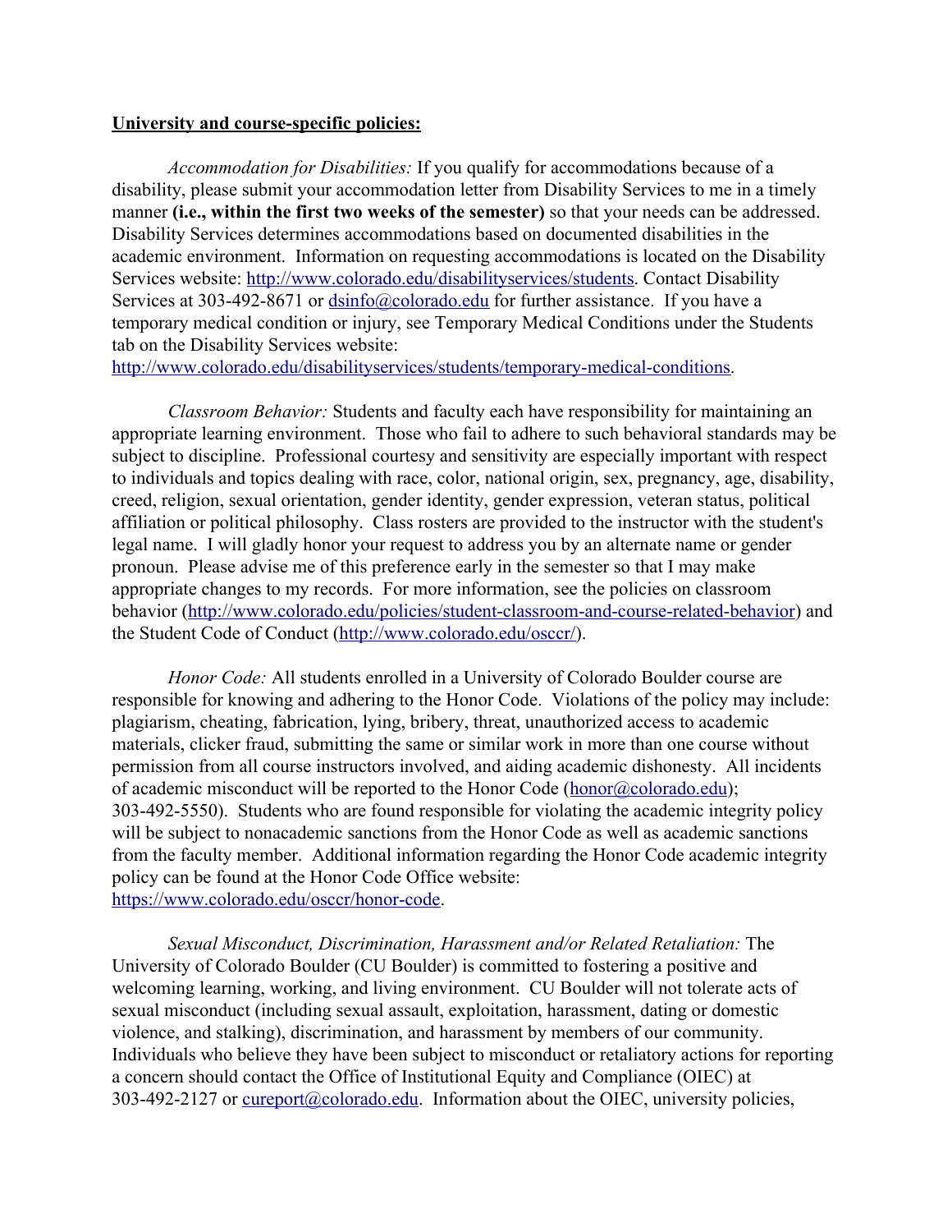**University and course-specific policies:**

*Accommodation for Disabilities:* If you qualify for accommodations because of a disability, please submit your accommodation letter from Disability Services to me in a timely manner **(i.e., within the first two weeks of the semester)** so that your needs can be addressed. Disability Services determines accommodations based on documented disabilities in the academic environment. Information on requesting accommodations is located on the Disability Services website: http://www.colorado.edu/disabilityservices/students. Contact Disability Services at 303-492-8671 or dsinfo@colorado.edu for further assistance. If you have a temporary medical condition or injury, see Temporary Medical Conditions under the Students tab on the Disability Services website: http://www.colorado.edu/disabilityservices/students/temporary-medical-conditions.

*Classroom Behavior:* Students and faculty each have responsibility for maintaining an appropriate learning environment. Those who fail to adhere to such behavioral standards may be subject to discipline. Professional courtesy and sensitivity are especially important with respect to individuals and topics dealing with race, color, national origin, sex, pregnancy, age, disability, creed, religion, sexual orientation, gender identity, gender expression, veteran status, political affiliation or political philosophy. Class rosters are provided to the instructor with the student's legal name. I will gladly honor your request to address you by an alternate name or gender pronoun. Please advise me of this preference early in the semester so that I may make appropriate changes to my records. For more information, see the policies on classroom behavior (http://www.colorado.edu/policies/student-classroom-and-course-related-behavior) and the Student Code of Conduct (http://www.colorado.edu/osccr/).

*Honor Code:* All students enrolled in a University of Colorado Boulder course are responsible for knowing and adhering to the Honor Code. Violations of the policy may include: plagiarism, cheating, fabrication, lying, bribery, threat, unauthorized access to academic materials, clicker fraud, submitting the same or similar work in more than one course without permission from all course instructors involved, and aiding academic dishonesty. All incidents of academic misconduct will be reported to the Honor Code (honor@colorado.edu); 303-492-5550). Students who are found responsible for violating the academic integrity policy will be subject to nonacademic sanctions from the Honor Code as well as academic sanctions from the faculty member. Additional information regarding the Honor Code academic integrity policy can be found at the Honor Code Office website: https://www.colorado.edu/osccr/honor-code.

*Sexual Misconduct, Discrimination, Harassment and/or Related Retaliation:* The University of Colorado Boulder (CU Boulder) is committed to fostering a positive and welcoming learning, working, and living environment. CU Boulder will not tolerate acts of sexual misconduct (including sexual assault, exploitation, harassment, dating or domestic violence, and stalking), discrimination, and harassment by members of our community. Individuals who believe they have been subject to misconduct or retaliatory actions for reporting a concern should contact the Office of Institutional Equity and Compliance (OIEC) at 303-492-2127 or cureport@colorado.edu. Information about the OIEC, university policies,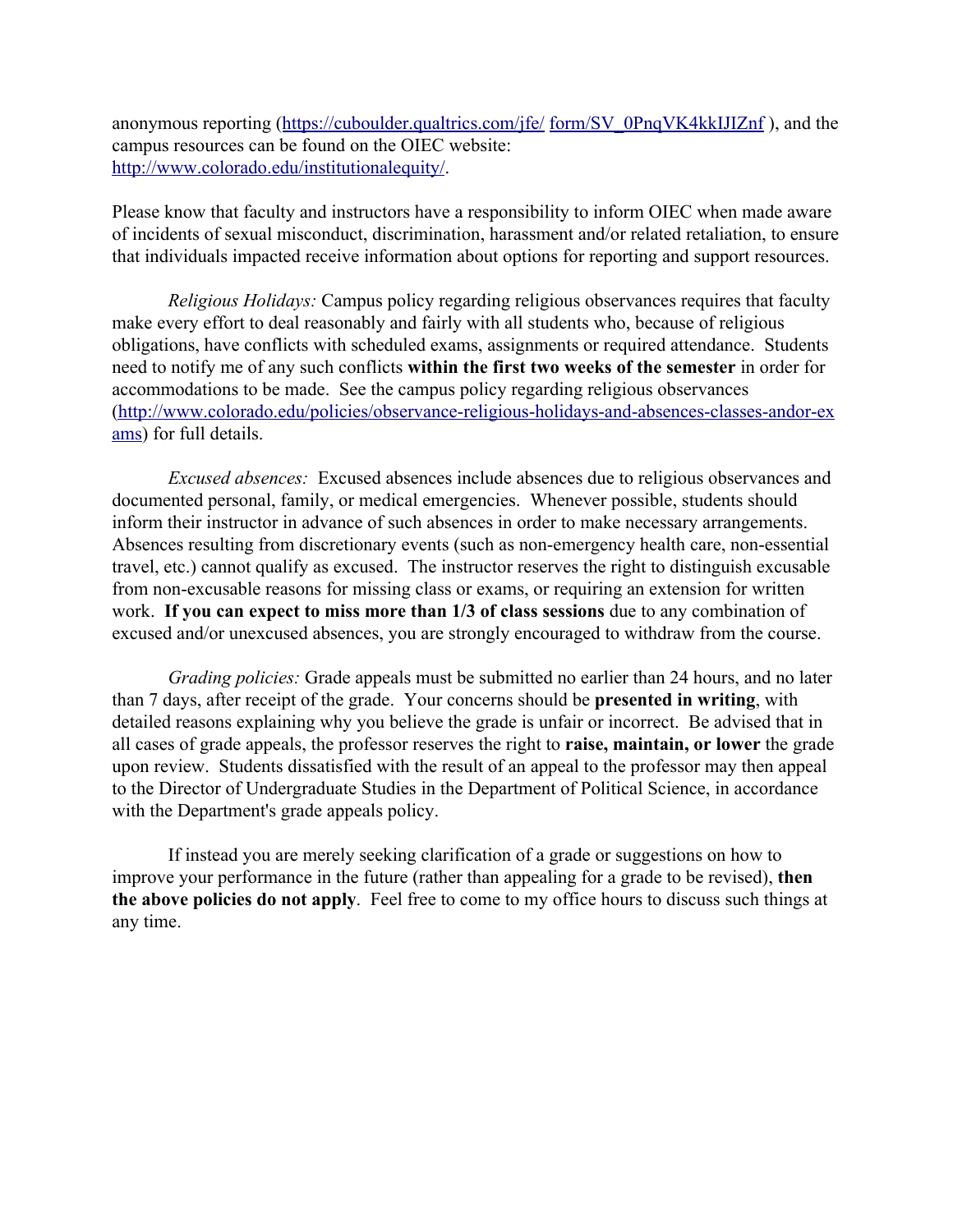anonymous reporting (https://cuboulder.qualtrics.com/jfe/ form/SV_0PnqVK4kkIJIZnf ), and the campus resources can be found on the OIEC website: http://www.colorado.edu/institutionalequity/.

Please know that faculty and instructors have a responsibility to inform OIEC when made aware of incidents of sexual misconduct, discrimination, harassment and/or related retaliation, to ensure that individuals impacted receive information about options for reporting and support resources.

*Religious Holidays:* Campus policy regarding religious observances requires that faculty make every effort to deal reasonably and fairly with all students who, because of religious obligations, have conflicts with scheduled exams, assignments or required attendance. Students need to notify me of any such conflicts **within the first two weeks of the semester** in order for accommodations to be made. See the campus policy regarding religious observances (http://www.colorado.edu/policies/observance-religious-holidays-and-absences-classes-andor-exams) for full details.

*Excused absences:* Excused absences include absences due to religious observances and documented personal, family, or medical emergencies. Whenever possible, students should inform their instructor in advance of such absences in order to make necessary arrangements. Absences resulting from discretionary events (such as non-emergency health care, non-essential travel, etc.) cannot qualify as excused. The instructor reserves the right to distinguish excusable from non-excusable reasons for missing class or exams, or requiring an extension for written work. **If you can expect to miss more than 1/3 of class sessions** due to any combination of excused and/or unexcused absences, you are strongly encouraged to withdraw from the course.

*Grading policies:* Grade appeals must be submitted no earlier than 24 hours, and no later than 7 days, after receipt of the grade. Your concerns should be **presented in writing**, with detailed reasons explaining why you believe the grade is unfair or incorrect. Be advised that in all cases of grade appeals, the professor reserves the right to **raise, maintain, or lower** the grade upon review. Students dissatisfied with the result of an appeal to the professor may then appeal to the Director of Undergraduate Studies in the Department of Political Science, in accordance with the Department's grade appeals policy.

If instead you are merely seeking clarification of a grade or suggestions on how to improve your performance in the future (rather than appealing for a grade to be revised), **then the above policies do not apply**. Feel free to come to my office hours to discuss such things at any time.